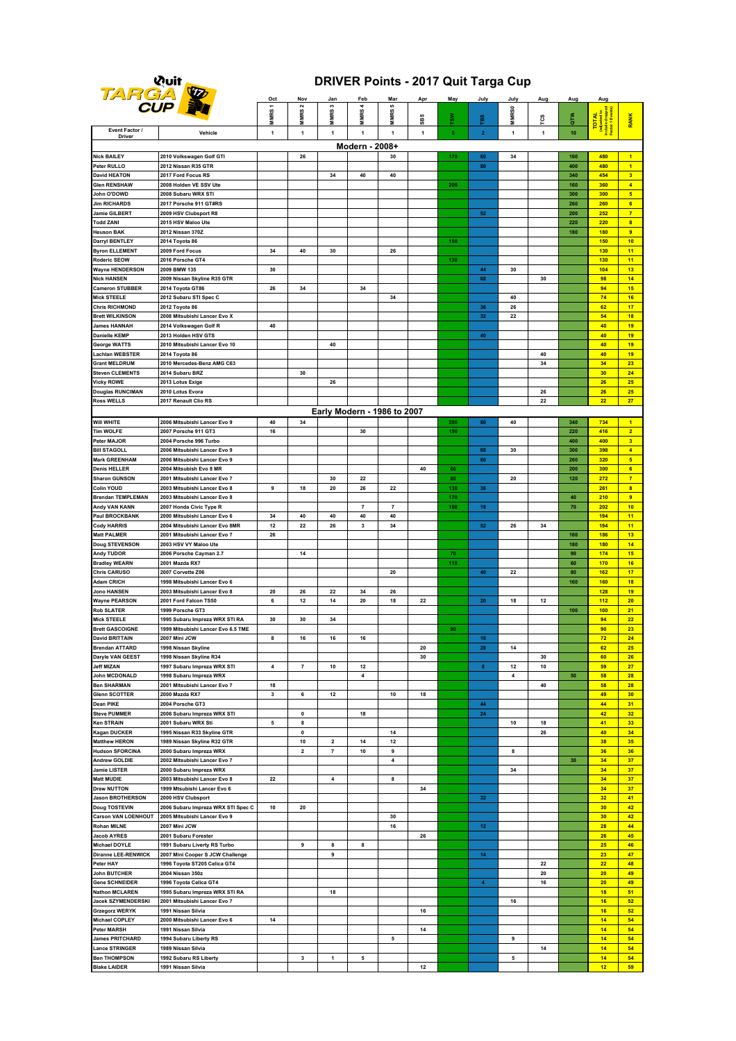# DRIVER Points - 2017 Quit Targa Cup

| Event Factor / Driver | Vehicle | Oct MMRS 1 | Nov MMRS 2 | Jan MMRS 3 | Feb MMRS 4 | Mar MMRS 5 | Apr SBS | May TSW | July TBS | July MMRS6 | Aug TCS | Aug QTW | Aug TOTAL | RANK |
|---|---|---|---|---|---|---|---|---|---|---|---|---|---|---|
| | | 1 | 1 | 1 | 1 | 1 | 1 | 5 | 2 | 1 | 1 | 10 | | |
| **Modern - 2008+** | | | | | | | | | | | | | | |
| Nick BAILEY | 2010 Volkswagen Golf GTI | | 26 | | | 30 | | 170 | 60 | 34 | | 160 | 480 | 1 |
| Peter RULLO | 2012 Nissan R35 GTR | | | | | | | | 80 | | | 400 | 480 | 1 |
| David HEATON | 2017 Ford Focus RS | | | 34 | 40 | 40 | | | | | | 340 | 454 | 3 |
| Glen RENSHAW | 2008 Holden VE SSV Ute | | | | | | | 200 | | | | 160 | 360 | 4 |
| John O'DOWD | 2008 Subaru WRX STI | | | | | | | | | | | 300 | 300 | 5 |
| Jim RICHARDS | 2017 Porsche 911 GT#RS | | | | | | | | | | | 260 | 260 | 6 |
| Jamie GILBERT | 2009 HSV Clubsport R8 | | | | | | | | 52 | | | 200 | 252 | 7 |
| Todd ZANI | 2015 HSV Maloo Ute | | | | | | | | | | | 220 | 220 | 8 |
| Heuson BAK | 2012 Nissan 370Z | | | | | | | | | | | 180 | 180 | 9 |
| Darryl BENTLEY | 2014 Toyota 86 | | | | | | | 150 | | | | | 150 | 10 |
| Byron ELLEMENT | 2009 Ford Focus | 34 | 40 | 30 | | 26 | | | | | | | 130 | 11 |
| Roderic SEOW | 2016 Porsche GT4 | | | | | | | 130 | | | | | 130 | 11 |
| Wayne HENDERSON | 2009 BMW 135 | 30 | | | | | | | 44 | 30 | | | 104 | 13 |
| Nick HANSEN | 2009 Nissan Skyline R35 GTR | | | | | | | | 68 | | 30 | | 98 | 14 |
| Cameron STUBBER | 2014 Toyota GT86 | 26 | 34 | | 34 | | | | | | | | 94 | 15 |
| Mick STEELE | 2012 Subaru STI Spec C | | | | | 34 | | | | 40 | | | 74 | 16 |
| Chris RICHMOND | 2012 Toyota 86 | | | | | | | | 36 | 26 | | | 62 | 17 |
| Brett WILKINSON | 2008 Mitsubishi Lancer Evo X | | | | | | | | 32 | 22 | | | 54 | 18 |
| James HANNAH | 2014 Volkswagen Golf R | 40 | | | | | | | | | | | 40 | 19 |
| Danielle KEMP | 2013 Holden HSV GTS | | | | | | | | 40 | | | | 40 | 19 |
| George WATTS | 2010 Mitsubishi Lancer Evo 10 | | | 40 | | | | | | | | | 40 | 19 |
| Lachlan WEBSTER | 2014 Toyota 86 | | | | | | | | | | 40 | | 40 | 19 |
| Grant MELDRUM | 2010 Mercedes-Benz AMG C63 | | | | | | | | | | 34 | | 34 | 23 |
| Steven CLEMENTS | 2014 Subaru BRZ | | 30 | | | | | | | | | | 30 | 24 |
| Vicky ROWE | 2013 Lotus Exige | | | 26 | | | | | | | | | 26 | 25 |
| Douglas RUNCIMAN | 2010 Lotus Evora | | | | | | | | | | 26 | | 26 | 25 |
| Ross WELLS | 2017 Renault Clio RS | | | | | | | | | | 22 | | 22 | 27 |
| **Early Modern - 1986 to 2007** | | | | | | | | | | | | | | |
| Will WHITE | 2006 Mitsubishi Lancer Evo 9 | 40 | 34 | | | | | 200 | 80 | 40 | | 340 | 734 | 1 |
| Tim WOLFE | 2007 Porsche 911 GT3 | 16 | | | 30 | | | 150 | | | | 220 | 416 | 2 |
| Peter MAJOR | 2004 Porsche 996 Turbo | | | | | | | | | | | 400 | 400 | 3 |
| Bill STAGOLL | 2006 Mitsubishi Lancer Evo 9 | | | | | | | | 68 | 30 | | 300 | 398 | 4 |
| Mark GREENHAM | 2006 Mitsubishi Lancer Evo 9 | | | | | | | | 60 | | | 260 | 320 | 5 |
| Denis HELLER | 2004 Mitsubish Evo 8 MR | | | | | | 40 | 60 | | | | 200 | 300 | 6 |
| Sharon GUNSON | 2001 Mitsubishi Lancer Evo 7 | | | 30 | 22 | | | 80 | | 20 | | 120 | 272 | 7 |
| Colin YOUD | 2003 Mitsubishi Lancer Evo 8 | 9 | 18 | 20 | 26 | 22 | | 130 | 36 | | | | 261 | 8 |
| Brendan TEMPLEMAN | 2003 Mitsubishi Lancer Evo 8 | | | | | | | 170 | | | | 40 | 210 | 9 |
| Andy VAN KANN | 2007 Honda Civic Type R | | | | 7 | 7 | | 100 | 18 | | | 70 | 202 | 10 |
| Paul BROCKBANK | 2000 Mitsubishi Lancer Evo 6 | 34 | 40 | 40 | 40 | 40 | | | | | | | 194 | 11 |
| Cody HARRIS | 2004 Mitsubishi Lancer Evo 8MR | 12 | 22 | 26 | 3 | 34 | | | 52 | 26 | 34 | | 194 | 11 |
| Matt PALMER | 2001 Mitsubishi Lancer Evo 7 | 26 | | | | | | | | | | 160 | 186 | 13 |
| Doug STEVENSON | 2003 HSV VY Maloo Ute | | | | | | | | | | | 180 | 180 | 14 |
| Andy TUDOR | 2006 Porsche Cayman 2.7 | | 14 | | | | | 70 | | | | 90 | 174 | 15 |
| Bradley WEARN | 2001 Mazda RX7 | | | | | | | 110 | | | | 60 | 170 | 16 |
| Chris CARUSO | 2007 Corvette Z06 | | | | | 20 | | | 40 | 22 | | 80 | 162 | 17 |
| Adam CRICH | 1998 Mitsubishi Lancer Evo 6 | | | | | | | | | | | 160 | 160 | 18 |
| Jono HANSEN | 2003 Mitsubishi Lancer Evo 8 | 20 | 26 | 22 | 34 | 26 | | | | | | | 128 | 19 |
| Wayne PEARSON | 2001 Ford Falcon TS50 | 6 | 12 | 14 | 20 | 18 | 22 | | 20 | 18 | 12 | | 112 | 20 |
| Rob SLATER | 1999 Porsche GT3 | | | | | | | | | | | 100 | 100 | 21 |
| Mick STEELE | 1995 Subaru Impreza WRX STI RA | 30 | 30 | 34 | | | | | | | | | 94 | 22 |
| Brett GASCOIGNE | 1999 Mitsubishi Lancer Evo 6.5 TME | | | | | | | 90 | | | | | 90 | 23 |
| David BRITTAIN | 2007 Mini JCW | 8 | 16 | 16 | 16 | | | | 16 | | | | 72 | 24 |
| Brendan ATTARD | 1998 Nissan Skyline | | | | | | 20 | | 28 | 14 | | | 62 | 25 |
| Daryle VAN GEEST | 1998 Nissan Skyline R34 | | | | | | 30 | | | | 30 | | 60 | 26 |
| Jeff MIZAN | 1997 Subaru Impreza WRX STI | 4 | 7 | 10 | 12 | | | | 8 | 12 | 10 | | 59 | 27 |
| John MCDONALD | 1998 Subaru Impreza WRX | | | | 4 | | | | | 4 | | 50 | 58 | 28 |
| Ben SHARMAN | 2001 Mitsubishi Lancer Evo 7 | 18 | | | | | | | | | 40 | | 58 | 28 |
| Glenn SCOTTER | 2000 Mazda RX7 | 3 | 6 | 12 | | 10 | 18 | | | | | | 49 | 30 |
| Dean PIKE | 2004 Porsche GT3 | | | | | | | | 44 | | | | 44 | 31 |
| Steve PUMMER | 2006 Subaru Impreza WRX STI | | 0 | | 18 | | | | 24 | | | | 42 | 32 |
| Ken STRAIN | 2001 Subaru WRX Sti | 5 | 8 | | | | | | | 10 | 18 | | 41 | 33 |
| Kagan DUCKER | 1995 Nissan R33 Skyline GTR | | 0 | | | 14 | | | | | 26 | | 40 | 34 |
| Matthew HERON | 1989 Nissan Skyline R32 GTR | | 10 | 2 | 14 | 12 | | | | | | | 38 | 35 |
| Hudson SFORCINA | 2000 Subaru Impreza WRX | | 2 | 7 | 10 | 9 | | | | 8 | | | 36 | 36 |
| Andrew GOLDIE | 2002 Mitsubishi Lancer Evo 7 | | | | | 4 | | | | | | 30 | 34 | 37 |
| Jamie LISTER | 2000 Subaru Impreza WRX | | | | | | | | | 34 | | | 34 | 37 |
| Matt MUDIE | 2003 Mitsubishi Lancer Evo 8 | 22 | | 4 | | 8 | | | | | | | 34 | 37 |
| Drew NUTTON | 1999 Mtsubishi Lancer Evo 6 | | | | | | 34 | | | | | | 34 | 37 |
| Jason BROTHERSON | 2000 HSV Clubsport | | | | | | | | 32 | | | | 32 | 41 |
| Doug TOSTEVIN | 2006 Subaru Impreza WRX STI Spec C | 10 | 20 | | | | | | | | | | 30 | 42 |
| Carson VAN LOENHOUT | 2005 Mitsubishi Lancer Evo 9 | | | | | 30 | | | | | | | 30 | 42 |
| Rohan MILNE | 2007 Mini JCW | | | | | 16 | | | 12 | | | | 28 | 44 |
| Jacob AYRES | 2001 Subaru Forester | | | | | | 26 | | | | | | 26 | 45 |
| Michael DOYLE | 1991 Subaru Liverty RS Turbo | | 9 | 8 | 8 | | | | | | | | 25 | 46 |
| Dianne LEE-RENWICK | 2007 Mini Cooper S JCW Challenge | | | 9 | | | | | 14 | | | | 23 | 47 |
| Peter HAY | 1996 Toyota ST205 Celica GT4 | | | | | | | | | | 22 | | 22 | 48 |
| John BUTCHER | 2004 Nissan 350z | | | | | | | | | | 20 | | 20 | 49 |
| Gene SCHNEIDER | 1996 Toyota Celica GT4 | | | | | | | | 4 | | 16 | | 20 | 49 |
| Nathon MCLAREN | 1995 Subaru Impreza WRX STI RA | | | 18 | | | | | | | | | 18 | 51 |
| Jacek SZYMENDERSKI | 2001 Mitsubishi Lancer Evo 7 | | | | | | | | | 16 | | | 16 | 52 |
| Grzegorz WERYK | 1991 Nissan Silvia | | | | | | 16 | | | | | | 16 | 52 |
| Michael COPLEY | 2000 Mitsubishi Lancer Evo 6 | 14 | | | | | | | | | | | 14 | 54 |
| Peter MARSH | 1991 Nissan Silvia | | | | | | 14 | | | | | | 14 | 54 |
| James PRITCHARD | 1994 Subaru Liberty RS | | | | | 5 | | | | 9 | | | 14 | 54 |
| Lance STRINGER | 1989 Nissan Silvia | | | | | | | | | | 14 | | 14 | 54 |
| Ben THOMPSON | 1992 Subaru RS Liberty | | 3 | 1 | 5 | | | | | 5 | | | 14 | 54 |
| Blake LAIDER | 1991 Nissan Silvia | | | | | | 12 | | | | | | 12 | 59 |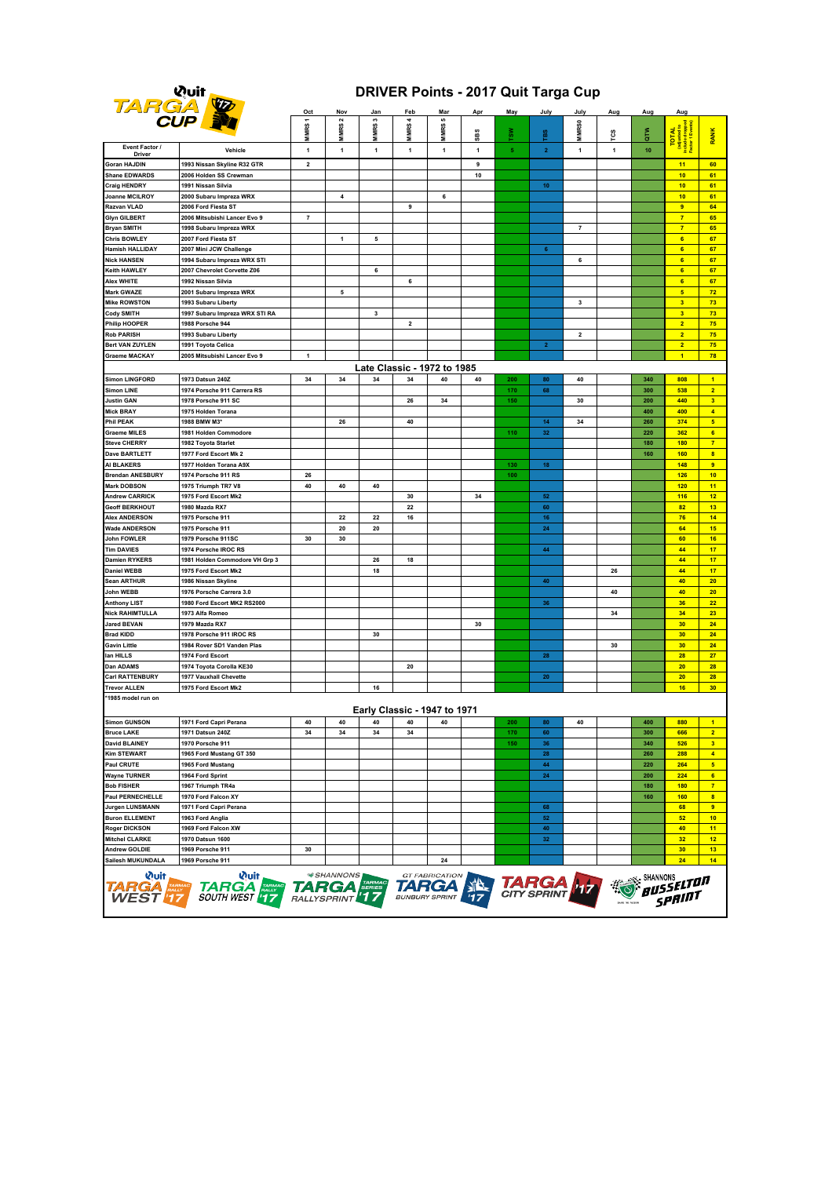# DRIVER Points - 2017 Quit Targa Cup

| Event Factor / Driver | Vehicle | Oct MMRS 1 | Nov MMRS 2 | Jan MMRS 3 | Feb MMRS 4 | Mar MMRS 5 | Apr SBS | May TSW | July TBS | July MMRS0 | Aug TCS | Aug QTW | Aug TOTAL (adjusted to include dropped Factor 1 Events) | RANK |
|---|---|---|---|---|---|---|---|---|---|---|---|---|---|---|
| | | 1 | 1 | 1 | 1 | 1 | 1 | 5 | 2 | 1 | 1 | 10 | | |
| Goran HAJDIN | 1993 Nissan Skyline R32 GTR | 2 | | | | | 9 | | | | | | 11 | 60 |
| Shane EDWARDS | 2006 Holden SS Crewman | | | | | | 10 | | | | | | 10 | 61 |
| Craig HENDRY | 1991 Nissan Silvia | | | | | | | | 10 | | | | 10 | 61 |
| Joanne MCILROY | 2000 Subaru Impreza WRX | | 4 | | | 6 | | | | | | | 10 | 61 |
| Razvan VLAD | 2006 Ford Fiesta ST | | | | 9 | | | | | | | | 9 | 64 |
| Glyn GILBERT | 2006 Mitsubishi Lancer Evo 9 | 7 | | | | | | | | | | | 7 | 65 |
| Bryan SMITH | 1998 Subaru Impreza WRX | | | | | | | | | 7 | | | 7 | 65 |
| Chris BOWLEY | 2007 Ford Fiesta ST | | 1 | 5 | | | | | | | | | 6 | 67 |
| Hamish HALLIDAY | 2007 Mini JCW Challenge | | | | | | | | 6 | | | | 6 | 67 |
| Nick HANSEN | 1994 Subaru Impreza WRX STI | | | | | | | | | 6 | | | 6 | 67 |
| Keith HAWLEY | 2007 Chevrolet Corvette Z06 | | | 6 | | | | | | | | | 6 | 67 |
| Alex WHITE | 1992 Nissan Silvia | | | | 6 | | | | | | | | 6 | 67 |
| Mark GWAZE | 2001 Subaru Impreza WRX | | 5 | | | | | | | | | | 5 | 72 |
| Mike ROWSTON | 1993 Subaru Liberty | | | | | | | | | 3 | | | 3 | 73 |
| Cody SMITH | 1997 Subaru Impreza WRX STI RA | | | 3 | | | | | | | | | 3 | 73 |
| Philip HOOPER | 1988 Porsche 944 | | | | 2 | | | | | | | | 2 | 75 |
| Rob PARISH | 1993 Subaru Liberty | | | | | | | | | 2 | | | 2 | 75 |
| Bert VAN ZUYLEN | 1991 Toyota Celica | | | | | | | | 2 | | | | 2 | 75 |
| Graeme MACKAY | 2005 Mitsubishi Lancer Evo 9 | 1 | | | | | | | | | | | 1 | 78 |
| **Late Classic - 1972 to 1985** | | | | | | | | | | | | | | |
| Simon LINGFORD | 1973 Datsun 240Z | 34 | 34 | 34 | 34 | 40 | 40 | 200 | 80 | 40 | | 340 | 808 | 1 |
| Simon LINE | 1974 Porsche 911 Carrera RS | | | | | | | 170 | 68 | | | 300 | 538 | 2 |
| Justin GAN | 1978 Porsche 911 SC | | | | 26 | 34 | | 150 | | 30 | | 200 | 440 | 3 |
| Mick BRAY | 1975 Holden Torana | | | | | | | | | | | 400 | 400 | 4 |
| Phil PEAK | 1988 BMW M3* | | 26 | | 40 | | | | 14 | 34 | | 260 | 374 | 5 |
| Graeme MILES | 1981 Holden Commodore | | | | | | | 110 | 32 | | | 220 | 362 | 6 |
| Steve CHERRY | 1982 Toyota Starlet | | | | | | | | | | | 180 | 180 | 7 |
| Dave BARTLETT | 1977 Ford Escort Mk 2 | | | | | | | | | | | 160 | 160 | 8 |
| Al BLAKERS | 1977 Holden Torana A9X | | | | | | | 130 | 18 | | | | 148 | 9 |
| Brendan ANESBURY | 1974 Porsche 911 RS | 26 | | | | | | 100 | | | | | 126 | 10 |
| Mark DOBSON | 1975 Triumph TR7 V8 | 40 | 40 | 40 | | | | | | | | | 120 | 11 |
| Andrew CARRICK | 1975 Ford Escort Mk2 | | | | 30 | | 34 | | 52 | | | | 116 | 12 |
| Geoff BERKHOUT | 1980 Mazda RX7 | | | | 22 | | | | 60 | | | | 82 | 13 |
| Alex ANDERSON | 1975 Porsche 911 | | 22 | 22 | 16 | | | | 16 | | | | 76 | 14 |
| Wade ANDERSON | 1975 Porsche 911 | | 20 | 20 | | | | | 24 | | | | 64 | 15 |
| John FOWLER | 1979 Porsche 911SC | 30 | 30 | | | | | | | | | | 60 | 16 |
| Tim DAVIES | 1974 Porsche IROC RS | | | | | | | | 44 | | | | 44 | 17 |
| Damien RYKERS | 1981 Holden Commodore VH Grp 3 | | | 26 | 18 | | | | | | | | 44 | 17 |
| Daniel WEBB | 1975 Ford Escort Mk2 | | | 18 | | | | | | | 26 | | 44 | 17 |
| Sean ARTHUR | 1986 Nissan Skyline | | | | | | | | 40 | | | | 40 | 20 |
| John WEBB | 1976 Porsche Carrera 3.0 | | | | | | | | | | 40 | | 40 | 20 |
| Anthony LIST | 1980 Ford Escort MK2 RS2000 | | | | | | | | 36 | | | | 36 | 22 |
| Nick RAHIMTULLA | 1973 Alfa Romeo | | | | | | | | | | 34 | | 34 | 23 |
| Jared BEVAN | 1979 Mazda RX7 | | | | | | 30 | | | | | | 30 | 24 |
| Brad KIDD | 1978 Porsche 911 IROC RS | | | 30 | | | | | | | | | 30 | 24 |
| Gavin Little | 1984 Rover SD1 Vanden Plas | | | | | | | | | | 30 | | 30 | 24 |
| Ian HILLS | 1974 Ford Escort | | | | | | | | 28 | | | | 28 | 27 |
| Dan ADAMS | 1974 Toyota Corolla KE30 | | | | 20 | | | | | | | | 20 | 28 |
| Carl RATTENBURY | 1977 Vauxhall Chevette | | | | | | | | 20 | | | | 20 | 28 |
| Trevor ALLEN | 1975 Ford Escort Mk2 | | | 16 | | | | | | | | | 16 | 30 |
| *1985 model run on | | | | | | | | | | | | | | |
| **Early Classic - 1947 to 1971** | | | | | | | | | | | | | | |
| Simon GUNSON | 1971 Ford Capri Perana | 40 | 40 | 40 | 40 | 40 | | 200 | 80 | 40 | | 400 | 880 | 1 |
| Bruce LAKE | 1971 Datsun 240Z | 34 | 34 | 34 | 34 | | | 170 | 60 | | | 300 | 666 | 2 |
| David BLAINEY | 1970 Porsche 911 | | | | | | | 150 | 36 | | | 340 | 526 | 3 |
| Kim STEWART | 1965 Ford Mustang GT 350 | | | | | | | | 28 | | | 260 | 288 | 4 |
| Paul CRUTE | 1965 Ford Mustang | | | | | | | | 44 | | | 220 | 264 | 5 |
| Wayne TURNER | 1964 Ford Sprint | | | | | | | | 24 | | | 200 | 224 | 6 |
| Bob FISHER | 1967 Triumph TR4a | | | | | | | | | | | 180 | 180 | 7 |
| Paul PERNECHELLE | 1970 Ford Falcon XY | | | | | | | | | | | 160 | 160 | 8 |
| Jurgen LUNSMANN | 1971 Ford Capri Perana | | | | | | | | 68 | | | | 68 | 9 |
| Buron ELLEMENT | 1963 Ford Anglia | | | | | | | | 52 | | | | 52 | 10 |
| Roger DICKSON | 1969 Ford Falcon XW | | | | | | | | 40 | | | | 40 | 11 |
| Mitchel CLARKE | 1970 Datsun 1600 | | | | | | | | 32 | | | | 32 | 12 |
| Andrew GOLDIE | 1969 Porsche 911 | 30 | | | | | | | | | | | 30 | 13 |
| Sailesh MUKUNDALA | 1969 Porsche 911 | | | | | 24 | | | | | | | 24 | 14 |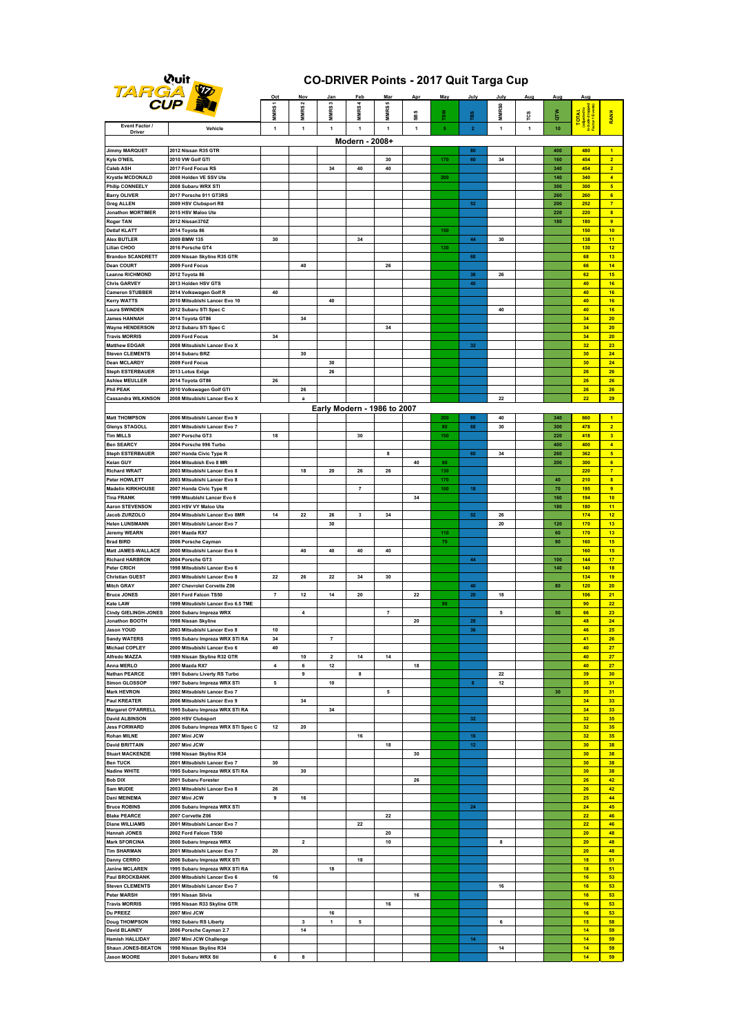# CO-DRIVER Points - 2017 Quit Targa Cup

| Event Factor / Driver | Vehicle | Oct MMRS 1 | Nov MMRS 2 | Jan MMRS 3 | Feb MMRS 4 | Mar MMRS 5 | Apr SBS | May TSW | July TBS | July MMRS6 | Aug TCS | Aug QTW | Aug TOTAL (adjusted to include Event Factor / 5 events) | RANK |
|---|---|---|---|---|---|---|---|---|---|---|---|---|---|---|
| | | 1 | 1 | 1 | 1 | 1 | 1 | 5 | 2 | 1 | 1 | 10 | | |
| **Modern - 2008+** | | | | | | | | | | | | | | |
| Jimmy MARQUET | 2012 Nissan R35 GTR | | | | | | | | 80 | | | 400 | 480 | 1 |
| Kyle O'NEIL | 2010 VW Golf GTI | | | | | 30 | | 170 | 60 | 34 | | 160 | 454 | 2 |
| Caleb ASH | 2017 Ford Focus RS | | | 34 | 40 | 40 | | | | | | 340 | 454 | 2 |
| Krystle MCDONALD | 2008 Holden VE SSV Ute | | | | | | | 200 | | | | 140 | 340 | 4 |
| Philip CONNEELY | 2008 Subaru WRX STI | | | | | | | | | | | 300 | 300 | 5 |
| Barry OLIVER | 2017 Porsche 911 GT3RS | | | | | | | | | | | 260 | 260 | 6 |
| Greg ALLEN | 2009 HSV Clubsport R8 | | | | | | | | 52 | | | 200 | 252 | 7 |
| Jonathon MORTIMER | 2015 HSV Maloo Ute | | | | | | | | | | | 220 | 220 | 8 |
| Roger TAN | 2012 Nissan370Z | | | | | | | | | | | 180 | 180 | 9 |
| Detlaf KLATT | 2014 Toyota 86 | | | | | | | 150 | | | | | 150 | 10 |
| Alex BUTLER | 2009 BMW 135 | 30 | | | 34 | | | | 44 | 30 | | | 138 | 11 |
| Lilian CHOO | 2016 Porsche GT4 | | | | | | | 130 | | | | | 130 | 12 |
| Brandon SCANDRETT | 2009 Nissan Skyline R35 GTR | | | | | | | | 68 | | | | 68 | 13 |
| Dean COURT | 2009 Ford Focus | | 40 | | | 26 | | | | | | | 66 | 14 |
| Leanne RICHMOND | 2012 Toyota 86 | | | | | | | | 36 | 26 | | | 62 | 15 |
| Chris GARVEY | 2013 Holden HSV GTS | | | | | | | | 40 | | | | 40 | 16 |
| Cameron STUBBER | 2014 Volkswagen Golf R | 40 | | | | | | | | | | | 40 | 16 |
| Kerry WATTS | 2010 Mitsubishi Lancer Evo 10 | | | 40 | | | | | | | | | 40 | 16 |
| Laura SWINDEN | 2012 Subaru STI Spec C | | | | | | | | | 40 | | | 40 | 16 |
| James HANNAH | 2014 Toyota GT86 | | 34 | | | | | | | | | | 34 | 20 |
| Wayne HENDERSON | 2012 Subaru STI Spec C | | | | | 34 | | | | | | | 34 | 20 |
| Travis MORRIS | 2009 Ford Focus | 34 | | | | | | | | | | | 34 | 20 |
| Matthew EDGAR | 2008 Mitsubishi Lancer Evo X | | | | | | | | 32 | | | | 32 | 23 |
| Steven CLEMENTS | 2014 Subaru BRZ | | 30 | | | | | | | | | | 30 | 24 |
| Dean MCLARDY | 2009 Ford Focus | | | 30 | | | | | | | | | 30 | 24 |
| Steph ESTERBAUER | 2013 Lotus Exige | | | 26 | | | | | | | | | 26 | 26 |
| Ashlee MEULLER | 2014 Toyota GT86 | 26 | | | | | | | | | | | 26 | 26 |
| Phil PEAK | 2010 Volkswagen Golf GTI | | 26 | | | | | | | | | | 26 | 26 |
| Cassandra WILKINSON | 2008 Mitsubishi Lancer Evo X | | a | | | | | | | 22 | | | 22 | 29 |
| **Early Modern - 1986 to 2007** | | | | | | | | | | | | | | |
| Matt THOMPSON | 2006 Mitsubishi Lancer Evo 9 | | | | | | | 200 | 80 | 40 | | 340 | 660 | 1 |
| Glenys STAGOLL | 2001 Mitsubishi Lancer Evo 7 | | | | | | | 80 | 68 | 30 | | 300 | 478 | 2 |
| Tim MILLS | 2007 Porsche GT3 | 18 | | | 30 | | | 150 | | | | 220 | 418 | 3 |
| Ben SEARCY | 2004 Porsche 996 Turbo | | | | | | | | | | | 400 | 400 | 4 |
| Steph ESTERBAUER | 2007 Honda Civic Type R | | | | | 8 | | | 60 | 34 | | 260 | 362 | 5 |
| Kelan GUY | 2004 Mitsubishi Evo 8 MR | | | | | | 40 | 60 | | | | 200 | 300 | 6 |
| Richard WRAIT | 2003 Mitsubishi Lancer Evo 8 | | 18 | 20 | 26 | 26 | | 130 | | | | | 220 | 7 |
| Peter HOWLETT | 2003 Mitsubishi Lancer Evo 8 | | | | | | | 170 | | | | 40 | 210 | 8 |
| Madelin KIRKHOUSE | 2007 Honda Civic Type R | | | | 7 | | | 100 | 18 | | | 70 | 195 | 9 |
| Tina FRANK | 1999 Mtsubishi Lancer Evo 6 | | | | | | 34 | | | | | 160 | 194 | 10 |
| Aaron STEVENSON | 2003 HSV VY Maloo Ute | | | | | | | | | | | 180 | 180 | 11 |
| Jacob ZURZOLO | 2004 Mitsubishi Lancer Evo 8MR | 14 | 22 | 26 | 3 | 34 | | | 52 | 26 | | | 174 | 12 |
| Helen LUNSMANN | 2001 Mitsubishi Lancer Evo 7 | | | 30 | | | | | | 20 | | 120 | 170 | 13 |
| Jeremy WEARN | 2001 Mazda RX7 | | | | | | | 110 | | | | 60 | 170 | 13 |
| Brad BIRD | 2006 Porsche Cayman | | | | | | | 70 | | | | 90 | 160 | 15 |
| Matt JAMES-WALLACE | 2000 Mitsubishi Lancer Evo 6 | | 40 | 40 | 40 | 40 | | | | | | | 160 | 15 |
| Richard HARBRON | 2004 Porsche GT3 | | | | | | | | 44 | | | 100 | 144 | 17 |
| Peter CRICH | 1998 Mitsubishi Lancer Evo 6 | | | | | | | | | | | 140 | 140 | 18 |
| Christian GUEST | 2003 Mitsubishi Lancer Evo 8 | 22 | 26 | 22 | 34 | 30 | | | | | | | 134 | 19 |
| Mitch GRAY | 2007 Chevrolet Corvette Z06 | | | | | | | | 40 | | | 80 | 120 | 20 |
| Bruce JONES | 2001 Ford Falcon TS50 | 7 | 12 | 14 | 20 | | 22 | | 20 | 18 | | | 106 | 21 |
| Kate LAW | 1999 Mitsubishi Lancer Evo 6.5 TME | | | | | | | 90 | | | | | 90 | 22 |
| Cindy GIELINGH-JONES | 2000 Subaru Impreza WRX | | 4 | | | 7 | | | | 5 | | 50 | 66 | 23 |
| Jonathon BOOTH | 1998 Nissan Skyline | | | | | | 20 | | 28 | | | | 48 | 24 |
| Jason YOUD | 2003 Mitsubishi Lancer Evo 8 | 10 | | | | | | | 36 | | | | 46 | 25 |
| Sandy WATERS | 1995 Subaru Impreza WRX STI RA | 34 | | 7 | | | | | | | | | 41 | 26 |
| Michael COPLEY | 2000 Mitsubishi Lancer Evo 6 | 40 | | | | | | | | | | | 40 | 27 |
| Alfredo MAZZA | 1989 Nissan Skyline R32 GTR | | 10 | 2 | 14 | 14 | | | | | | | 40 | 27 |
| Anna MERLO | 2000 Mazda RX7 | 4 | 6 | 12 | | | 18 | | | | | | 40 | 27 |
| Nathan PEARCE | 1991 Subaru Liverty RS Turbo | | 9 | | 8 | | | | | 22 | | | 39 | 30 |
| Simon GLOSSOP | 1997 Subaru Impreza WRX STI | 5 | | 10 | | | | | 8 | 12 | | | 35 | 31 |
| Mark HEVRON | 2002 Mitsubishi Lancer Evo 7 | | | | | 5 | | | | | | 30 | 35 | 31 |
| Paul KREATER | 2006 Mitsubishi Lancer Evo 9 | | 34 | | | | | | | | | | 34 | 33 |
| Margaret O'FARRELL | 1995 Subaru Impreza WRX STI RA | | | 34 | | | | | | | | | 34 | 33 |
| David ALBINSON | 2000 HSV Clubsport | | | | | | | | 32 | | | | 32 | 35 |
| Jess FORWARD | 2006 Subaru Impreza WRX STI Spec C | 12 | 20 | | | | | | | | | | 32 | 35 |
| Rohan MILNE | 2007 Mini JCW | | | | 16 | | | | 16 | | | | 32 | 35 |
| David BRITTAIN | 2007 Mini JCW | | | | | 18 | | | 12 | | | | 30 | 38 |
| Stuart MACKENZIE | 1998 Nissan Skyline R34 | | | | | | 30 | | | | | | 30 | 38 |
| Ben TUCK | 2001 Mitsubishi Lancer Evo 7 | 30 | | | | | | | | | | | 30 | 38 |
| Nadine WHITE | 1995 Subaru Impreza WRX STI RA | | 30 | | | | | | | | | | 30 | 38 |
| Bob DIX | 2001 Subaru Forester | | | | | | 26 | | | | | | 26 | 42 |
| Sam MUDIE | 2003 Mitsubishi Lancer Evo 8 | 26 | | | | | | | | | | | 26 | 42 |
| Dani MEINEMA | 2007 Mini JCW | 9 | 16 | | | | | | | | | | 25 | 44 |
| Bruce ROBINS | 2006 Subaru Impreza WRX STI | | | | | | | | 24 | | | | 24 | 45 |
| Blake PEARCE | 2007 Corvette Z06 | | | | | 22 | | | | | | | 22 | 46 |
| Diane WILLIAMS | 2001 Mitsubishi Lancer Evo 7 | | | | 22 | | | | | | | | 22 | 46 |
| Hannah JONES | 2002 Ford Falcon TS50 | | | | | 20 | | | | | | | 20 | 48 |
| Mark SFORCINA | 2000 Subaru Impreza WRX | | 2 | | | 10 | | | | 8 | | | 20 | 48 |
| Tim SHARMAN | 2001 Mitsubishi Lancer Evo 7 | 20 | | | | | | | | | | | 20 | 48 |
| Danny CERRO | 2006 Subaru Impreza WRX STI | | | | 18 | | | | | | | | 18 | 51 |
| Janine MCLAREN | 1995 Subaru Impreza WRX STI RA | | | 18 | | | | | | | | | 18 | 51 |
| Paul BROCKBANK | 2000 Mitsubishi Lancer Evo 6 | 16 | | | | | | | | | | | 16 | 53 |
| Steven CLEMENTS | 2001 Mitsubishi Lancer Evo 7 | | | | | | | | | 16 | | | 16 | 53 |
| Peter MARSH | 1991 Nissan Silvia | | | | | | 16 | | | | | | 16 | 53 |
| Travis MORRIS | 1995 Nissan R33 Skyline GTR | | | | | 16 | | | | | | | 16 | 53 |
| Du PREEZ | 2007 Mini JCW | | | 16 | | | | | | | | | 16 | 53 |
| Doug THOMPSON | 1992 Subaru RS Liberty | | 3 | 1 | 5 | | | | | 6 | | | 15 | 58 |
| David BLAINEY | 2006 Porsche Cayman 2.7 | | 14 | | | | | | | | | | 14 | 59 |
| Hamish HALLIDAY | 2007 Mini JCW Challenge | | | | | | | | 14 | | | | 14 | 59 |
| Shaun JONES-BEATON | 1998 Nissan Skyline R34 | | | | | | | | | 14 | | | 14 | 59 |
| Jason MOORE | 2001 Subaru WRX Sti | 6 | 8 | | | | | | | | | | 14 | 59 |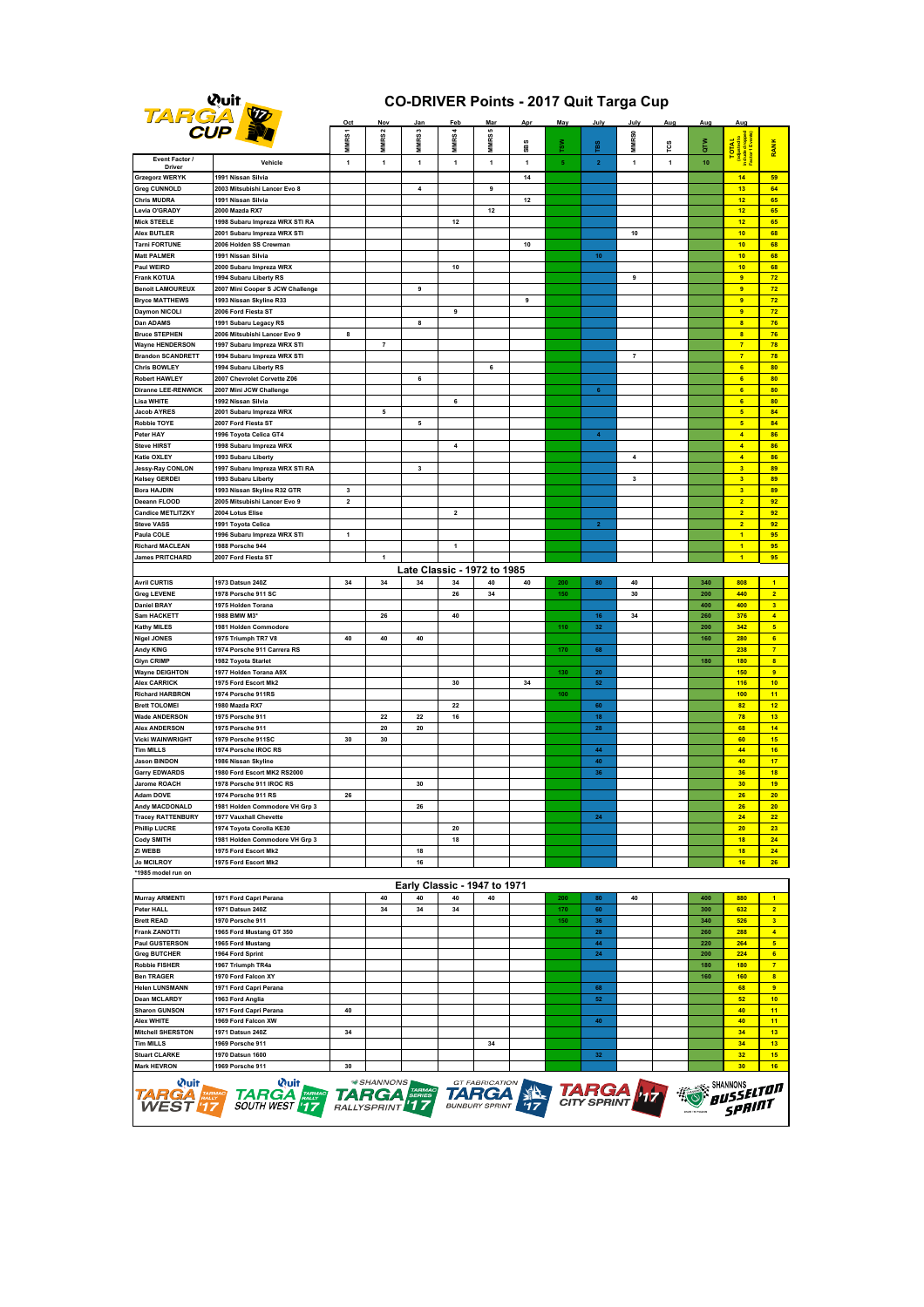# CO-DRIVER Points - 2017 Quit Targa Cup

Quit TARGA CUP '17

| Event Factor / Driver | Vehicle | Oct MMRS 1 | Nov MMRS 2 | Jan MMRS 3 | Feb MMRS 4 | Mar MMRS 5 | Apr SBS | May TSW | July TBS | July MMRS0 | Aug TCS | Aug QTW | Aug TOTAL (adjusted to include dropped Factor 1 events) | RANK |
|---|---|---|---|---|---|---|---|---|---|---|---|---|---|---|
| | | 1 | 1 | 1 | 1 | 1 | 1 | 5 | 2 | 1 | 1 | 10 | | |
| Grzegorz WERYK | 1991 Nissan Silvia | | | | | | 14 | | | | | | 14 | 59 |
| Greg CUNNOLD | 2003 Mitsubishi Lancer Evo 8 | | | 4 | | 9 | | | | | | | 13 | 64 |
| Chris MUDRA | 1991 Nissan Silvia | | | | | | 12 | | | | | | 12 | 65 |
| Levia O'GRADY | 2000 Mazda RX7 | | | | | 12 | | | | | | | 12 | 65 |
| Mick STEELE | 1998 Subaru Impreza WRX STI RA | | | | 12 | | | | | | | | 12 | 65 |
| Alex BUTLER | 2001 Subaru Impreza WRX STI | | | | | | | | | 10 | | | 10 | 68 |
| Tarni FORTUNE | 2006 Holden SS Crewman | | | | | | 10 | | | | | | 10 | 68 |
| Matt PALMER | 1991 Nissan Silvia | | | | | | | | 10 | | | | 10 | 68 |
| Paul WEIRD | 2000 Subaru Impreza WRX | | | | 10 | | | | | | | | 10 | 68 |
| Frank KOTUA | 1994 Subaru Liberty RS | | | | | | | | | 9 | | | 9 | 72 |
| Benoit LAMOUREUX | 2007 Mini Cooper S JCW Challenge | | | 9 | | | | | | | | | 9 | 72 |
| Bryce MATTHEWS | 1993 Nissan Skyline R33 | | | | | | 9 | | | | | | 9 | 72 |
| Daymon NICOLI | 2006 Ford Fiesta ST | | | | 9 | | | | | | | | 9 | 72 |
| Dan ADAMS | 1991 Subaru Legacy RS | | | 8 | | | | | | | | | 8 | 76 |
| Bruce STEPHEN | 2006 Mitsubishi Lancer Evo 9 | 8 | | | | | | | | | | | 8 | 76 |
| Wayne HENDERSON | 1997 Subaru Impreza WRX STI | | 7 | | | | | | | | | | 7 | 78 |
| Brandon SCANDRETT | 1994 Subaru Impreza WRX STI | | | | | | | | | 7 | | | 7 | 78 |
| Chris BOWLEY | 1994 Subaru Liberty RS | | | | | 6 | | | | | | | 6 | 80 |
| Robert HAWLEY | 2007 Chevrolet Corvette Z06 | | | 6 | | | | | | | | | 6 | 80 |
| Diranne LEE-RENWICK | 2007 Mini JCW Challenge | | | | | | | | 6 | | | | 6 | 80 |
| Lisa WHITE | 1992 Nissan Silvia | | | | 6 | | | | | | | | 6 | 80 |
| Jacob AYRES | 2001 Subaru Impreza WRX | | 5 | | | | | | | | | | 5 | 84 |
| Robbie TOYE | 2007 Ford Fiesta ST | | | 5 | | | | | | | | | 5 | 84 |
| Peter HAY | 1996 Toyota Celica GT4 | | | | | | | | 4 | | | | 4 | 86 |
| Steve HIRST | 1998 Subaru Impreza WRX | | | | 4 | | | | | | | | 4 | 86 |
| Katie OXLEY | 1993 Subaru Liberty | | | | | | | | | 4 | | | 4 | 86 |
| Jessy-Ray CONLON | 1997 Subaru Impreza WRX STI RA | | | 3 | | | | | | | | | 3 | 89 |
| Kelsey GERDEI | 1993 Subaru Liberty | | | | | | | | | 3 | | | 3 | 89 |
| Bora HAJDIN | 1993 Nissan Skyline R32 GTR | 3 | | | | | | | | | | | 3 | 89 |
| Deeann FLOOD | 2005 Mitsubishi Lancer Evo 9 | 2 | | | | | | | | | | | 2 | 92 |
| Candice METLITZKY | 2004 Lotus Elise | | | | 2 | | | | | | | | 2 | 92 |
| Steve VASS | 1991 Toyota Celica | | | | | | | | 2 | | | | 2 | 92 |
| Paula COLE | 1996 Subaru Impreza WRX STI | 1 | | | | | | | | | | | 1 | 95 |
| Richard MACLEAN | 1988 Porsche 944 | | | | 1 | | | | | | | | 1 | 95 |
| James PRITCHARD | 2007 Ford Fiesta ST | | 1 | | | | | | | | | | 1 | 95 |

## Late Classic - 1972 to 1985

| Driver | Vehicle | MMRS 1 | MMRS 2 | MMRS 3 | MMRS 4 | MMRS 5 | SBS | TSW | TBS | MMRS0 | TCS | QTW | TOTAL | RANK |
|---|---|---|---|---|---|---|---|---|---|---|---|---|---|---|
| Avril CURTIS | 1973 Datsun 240Z | 34 | 34 | 34 | 34 | 40 | 40 | 200 | 80 | 40 | | 340 | 808 | 1 |
| Greg LEVENE | 1978 Porsche 911 SC | | | | 26 | 34 | | 150 | | 30 | | 200 | 440 | 2 |
| Daniel BRAY | 1975 Holden Torana | | | | | | | | | | | 400 | 400 | 3 |
| Sam HACKETT | 1988 BMW M3* | | 26 | | 40 | | | | 16 | 34 | | 260 | 376 | 4 |
| Kathy MILES | 1981 Holden Commodore | | | | | | | 110 | 32 | | | 200 | 342 | 5 |
| Nigel JONES | 1975 Triumph TR7 V8 | 40 | 40 | 40 | | | | | | | | 160 | 280 | 6 |
| Andy KING | 1974 Porsche 911 Carrera RS | | | | | | | 170 | 68 | | | | 238 | 7 |
| Glyn CRIMP | 1982 Toyota Starlet | | | | | | | | | | | 180 | 180 | 8 |
| Wayne DEIGHTON | 1977 Holden Torana A9X | | | | | | | 130 | 20 | | | | 150 | 9 |
| Alex CARRICK | 1975 Ford Escort Mk2 | | | | 30 | | 34 | | 52 | | | | 116 | 10 |
| Richard HARBRON | 1974 Porsche 911RS | | | | | | | 100 | | | | | 100 | 11 |
| Brett TOLOMEI | 1980 Mazda RX7 | | | | 22 | | | | 60 | | | | 82 | 12 |
| Wade ANDERSON | 1975 Porsche 911 | | 22 | 22 | 16 | | | | 18 | | | | 78 | 13 |
| Alex ANDERSON | 1975 Porsche 911 | | 20 | 20 | | | | | 28 | | | | 68 | 14 |
| Vicki WAINWRIGHT | 1979 Porsche 911SC | 30 | 30 | | | | | | | | | | 60 | 15 |
| Tim MILLS | 1974 Porsche IROC RS | | | | | | | | 44 | | | | 44 | 16 |
| Jason BINDON | 1986 Nissan Skyline | | | | | | | | 40 | | | | 40 | 17 |
| Garry EDWARDS | 1980 Ford Escort MK2 RS2000 | | | | | | | | 36 | | | | 36 | 18 |
| Jarome ROACH | 1978 Porsche 911 IROC RS | | | 30 | | | | | | | | | 30 | 19 |
| Adam DOVE | 1974 Porsche 911 RS | 26 | | | | | | | | | | | 26 | 20 |
| Andy MACDONALD | 1981 Holden Commodore VH Grp 3 | | | 26 | | | | | | | | | 26 | 20 |
| Tracey RATTENBURY | 1977 Vauxhall Chevette | | | | | | | | 24 | | | | 24 | 22 |
| Phillip LUCRE | 1974 Toyota Corolla KE30 | | | | 20 | | | | | | | | 20 | 23 |
| Cody SMITH | 1981 Holden Commodore VH Grp 3 | | | | 18 | | | | | | | | 18 | 24 |
| Zi WEBB | 1975 Ford Escort Mk2 | | | 18 | | | | | | | | | 18 | 24 |
| Jo MCILROY | 1975 Ford Escort Mk2 | | | 16 | | | | | | | | | 16 | 26 |

*1985 model run on

## Early Classic - 1947 to 1971

| Driver | Vehicle | MMRS 1 | MMRS 2 | MMRS 3 | MMRS 4 | MMRS 5 | SBS | TSW | TBS | MMRS0 | TCS | QTW | TOTAL | RANK |
|---|---|---|---|---|---|---|---|---|---|---|---|---|---|---|
| Murray ARMENTI | 1971 Ford Capri Perana | | 40 | 40 | 40 | 40 | | 200 | 80 | 40 | | 400 | 880 | 1 |
| Peter HALL | 1971 Datsun 240Z | | 34 | 34 | 34 | | | 170 | 60 | | | 300 | 632 | 2 |
| Brett READ | 1970 Porsche 911 | | | | | | | 150 | 36 | | | 340 | 526 | 3 |
| Frank ZANOTTI | 1965 Ford Mustang GT 350 | | | | | | | | 28 | | | 260 | 288 | 4 |
| Paul GUSTERSON | 1965 Ford Mustang | | | | | | | | 44 | | | 220 | 264 | 5 |
| Greg BUTCHER | 1964 Ford Sprint | | | | | | | | 24 | | | 200 | 224 | 6 |
| Robbie FISHER | 1967 Triumph TR4a | | | | | | | | | | | 180 | 180 | 7 |
| Ben TRAGER | 1970 Ford Falcon XY | | | | | | | | | | | 160 | 160 | 8 |
| Helen LUNSMANN | 1971 Ford Capri Perana | | | | | | | | 68 | | | | 68 | 9 |
| Dean MCLARDY | 1963 Ford Anglia | | | | | | | | 52 | | | | 52 | 10 |
| Sharon GUNSON | 1971 Ford Capri Perana | 40 | | | | | | | | | | | 40 | 11 |
| Alex WHITE | 1969 Ford Falcon XW | | | | | | | | 40 | | | | 40 | 11 |
| Mitchell SHERSTON | 1971 Datsun 240Z | 34 | | | | | | | | | | | 34 | 13 |
| Tim MILLS | 1969 Porsche 911 | | | | | 34 | | | | | | | 34 | 13 |
| Stuart CLARKE | 1970 Datsun 1600 | | | | | | | | 32 | | | | 32 | 15 |
| Mark HEVRON | 1969 Porsche 911 | 30 | | | | | | | | | | | 30 | 16 |

Quit TARGA WEST '17 · Quit TARGA SOUTH WEST '17 · SHANNONS TARGA RALLYSPRINT '17 · GT FABRICATION TARGA BUNBURY SPRINT '17 · TARGA CITY SPRINT '17 · SHANNONS BUSSELTON SPRINT